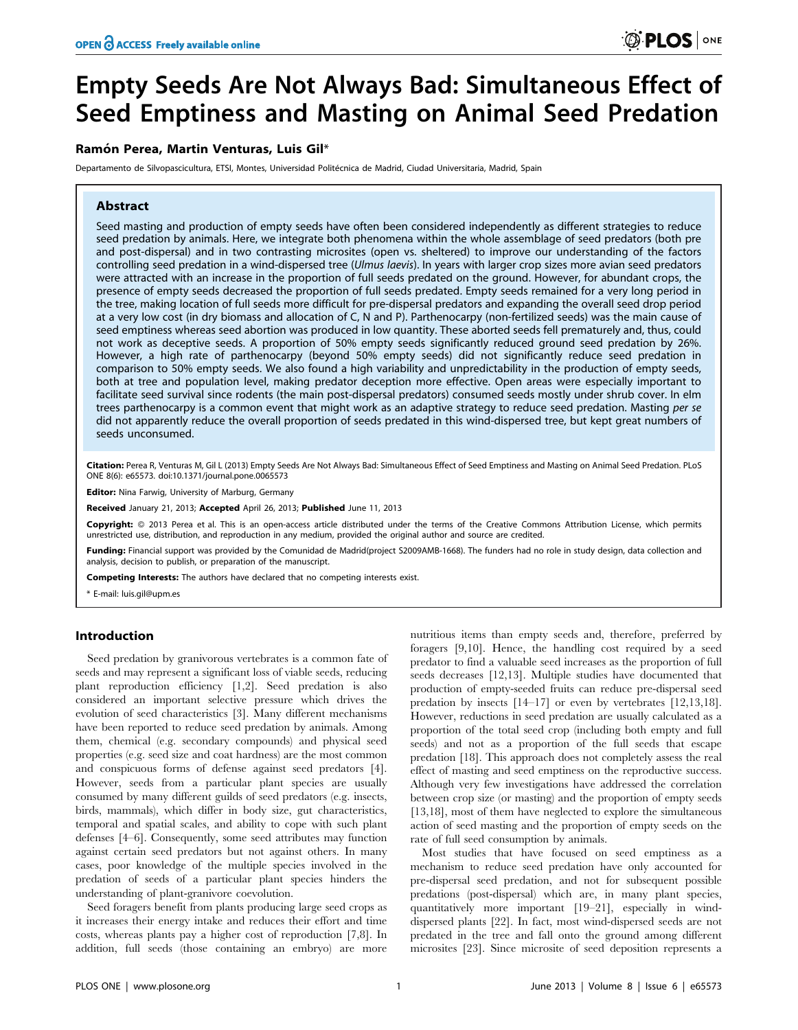# Empty Seeds Are Not Always Bad: Simultaneous Effect of Seed Emptiness and Masting on Animal Seed Predation

**Ramón Perea, Martin Venturas, Luis Gil***

Departamento de Silvopascicultura, ETSI, Montes, Universidad Politécnica de Madrid, Ciudad Universitaria, Madrid, Spain

## Abstract

Seed masting and production of empty seeds have often been considered independently as different strategies to reduce seed predation by animals. Here, we integrate both phenomena within the whole assemblage of seed predators (both pre and post-dispersal) and in two contrasting microsites (open vs. sheltered) to improve our understanding of the factors controlling seed predation in a wind-dispersed tree (*Ulmus laevis*). In years with larger crop sizes more avian seed predators were attracted with an increase in the proportion of full seeds predated on the ground. However, for abundant crops, the presence of empty seeds decreased the proportion of full seeds predated. Empty seeds remained for a very long period in the tree, making location of full seeds more difficult for pre-dispersal predators and expanding the overall seed drop period at a very low cost (in dry biomass and allocation of C, N and P). Parthenocarpy (non-fertilized seeds) was the main cause of seed emptiness whereas seed abortion was produced in low quantity. These aborted seeds fell prematurely and, thus, could not work as deceptive seeds. A proportion of 50% empty seeds significantly reduced ground seed predation by 26%. However, a high rate of parthenocarpy (beyond 50% empty seeds) did not significantly reduce seed predation in comparison to 50% empty seeds. We also found a high variability and unpredictability in the production of empty seeds, both at tree and population level, making predator deception more effective. Open areas were especially important to facilitate seed survival since rodents (the main post-dispersal predators) consumed seeds mostly under shrub cover. In elm trees parthenocarpy is a common event that might work as an adaptive strategy to reduce seed predation. Masting *per se* did not apparently reduce the overall proportion of seeds predated in this wind-dispersed tree, but kept great numbers of seeds unconsumed.

**Citation:** Perea R, Venturas M, Gil L (2013) Empty Seeds Are Not Always Bad: Simultaneous Effect of Seed Emptiness and Masting on Animal Seed Predation. PLoS ONE 8(6): e65573. doi:10.1371/journal.pone.0065573

**Editor:** Nina Farwig, University of Marburg, Germany

**Received** January 21, 2013; **Accepted** April 26, 2013; **Published** June 11, 2013

**Copyright:** © 2013 Perea et al. This is an open-access article distributed under the terms of the Creative Commons Attribution License, which permits unrestricted use, distribution, and reproduction in any medium, provided the original author and source are credited.

**Funding:** Financial support was provided by the Comunidad de Madrid(project S2009AMB-1668). The funders had no role in study design, data collection and analysis, decision to publish, or preparation of the manuscript.

**Competing Interests:** The authors have declared that no competing interests exist.

\* E-mail: luis.gil@upm.es

## Introduction

Seed predation by granivorous vertebrates is a common fate of seeds and may represent a significant loss of viable seeds, reducing plant reproduction efficiency [1,2]. Seed predation is also considered an important selective pressure which drives the evolution of seed characteristics [3]. Many different mechanisms have been reported to reduce seed predation by animals. Among them, chemical (e.g. secondary compounds) and physical seed properties (e.g. seed size and coat hardness) are the most common and conspicuous forms of defense against seed predators [4]. However, seeds from a particular plant species are usually consumed by many different guilds of seed predators (e.g. insects, birds, mammals), which differ in body size, gut characteristics, temporal and spatial scales, and ability to cope with such plant defenses [4–6]. Consequently, some seed attributes may function against certain seed predators but not against others. In many cases, poor knowledge of the multiple species involved in the predation of seeds of a particular plant species hinders the understanding of plant-granivore coevolution.

Seed foragers benefit from plants producing large seed crops as it increases their energy intake and reduces their effort and time costs, whereas plants pay a higher cost of reproduction [7,8]. In addition, full seeds (those containing an embryo) are more nutritious items than empty seeds and, therefore, preferred by foragers [9,10]. Hence, the handling cost required by a seed predator to find a valuable seed increases as the proportion of full seeds decreases [12,13]. Multiple studies have documented that production of empty-seeded fruits can reduce pre-dispersal seed predation by insects [14–17] or even by vertebrates [12,13,18]. However, reductions in seed predation are usually calculated as a proportion of the total seed crop (including both empty and full seeds) and not as a proportion of the full seeds that escape predation [18]. This approach does not completely assess the real effect of masting and seed emptiness on the reproductive success. Although very few investigations have addressed the correlation between crop size (or masting) and the proportion of empty seeds [13,18], most of them have neglected to explore the simultaneous action of seed masting and the proportion of empty seeds on the rate of full seed consumption by animals.

Most studies that have focused on seed emptiness as a mechanism to reduce seed predation have only accounted for pre-dispersal seed predation, and not for subsequent possible predations (post-dispersal) which are, in many plant species, quantitatively more important [19–21], especially in wind-dispersed plants [22]. In fact, most wind-dispersed seeds are not predated in the tree and fall onto the ground among different microsites [23]. Since microsite of seed deposition represents a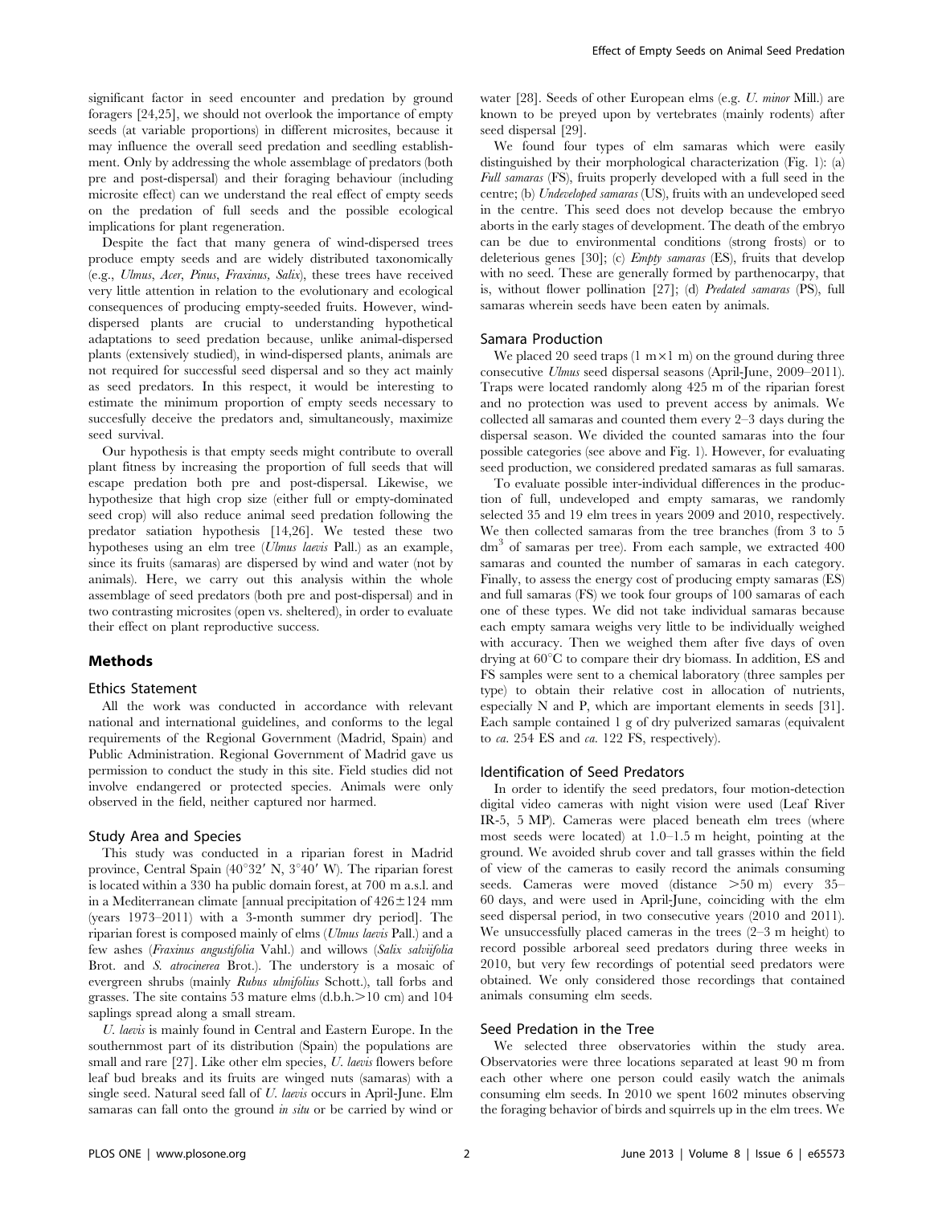significant factor in seed encounter and predation by ground foragers [24,25], we should not overlook the importance of empty seeds (at variable proportions) in different microsites, because it may influence the overall seed predation and seedling establishment. Only by addressing the whole assemblage of predators (both pre and post-dispersal) and their foraging behaviour (including microsite effect) can we understand the real effect of empty seeds on the predation of full seeds and the possible ecological implications for plant regeneration.

Despite the fact that many genera of wind-dispersed trees produce empty seeds and are widely distributed taxonomically (e.g., *Ulmus*, *Acer*, *Pinus*, *Fraxinus*, *Salix*), these trees have received very little attention in relation to the evolutionary and ecological consequences of producing empty-seeded fruits. However, wind-dispersed plants are crucial to understanding hypothetical adaptations to seed predation because, unlike animal-dispersed plants (extensively studied), in wind-dispersed plants, animals are not required for successful seed dispersal and so they act mainly as seed predators. In this respect, it would be interesting to estimate the minimum proportion of empty seeds necessary to succesfully deceive the predators and, simultaneously, maximize seed survival.

Our hypothesis is that empty seeds might contribute to overall plant fitness by increasing the proportion of full seeds that will escape predation both pre and post-dispersal. Likewise, we hypothesize that high crop size (either full or empty-dominated seed crop) will also reduce animal seed predation following the predator satiation hypothesis [14,26]. We tested these two hypotheses using an elm tree (*Ulmus laevis* Pall.) as an example, since its fruits (samaras) are dispersed by wind and water (not by animals). Here, we carry out this analysis within the whole assemblage of seed predators (both pre and post-dispersal) and in two contrasting microsites (open vs. sheltered), in order to evaluate their effect on plant reproductive success.

## Methods

### Ethics Statement

All the work was conducted in accordance with relevant national and international guidelines, and conforms to the legal requirements of the Regional Government (Madrid, Spain) and Public Administration. Regional Government of Madrid gave us permission to conduct the study in this site. Field studies did not involve endangered or protected species. Animals were only observed in the field, neither captured nor harmed.

### Study Area and Species

This study was conducted in a riparian forest in Madrid province, Central Spain (40°32′ N, 3°40′ W). The riparian forest is located within a 330 ha public domain forest, at 700 m a.s.l. and in a Mediterranean climate [annual precipitation of 426±124 mm (years 1973–2011) with a 3-month summer dry period]. The riparian forest is composed mainly of elms (*Ulmus laevis* Pall.) and a few ashes (*Fraxinus angustifolia* Vahl.) and willows (*Salix salviifolia* Brot. and *S. atrocinerea* Brot.). The understory is a mosaic of evergreen shrubs (mainly *Rubus ulmifolius* Schott.), tall forbs and grasses. The site contains 53 mature elms (d.b.h.>10 cm) and 104 saplings spread along a small stream.

*U. laevis* is mainly found in Central and Eastern Europe. In the southernmost part of its distribution (Spain) the populations are small and rare [27]. Like other elm species, *U. laevis* flowers before leaf bud breaks and its fruits are winged nuts (samaras) with a single seed. Natural seed fall of *U. laevis* occurs in April-June. Elm samaras can fall onto the ground *in situ* or be carried by wind or water [28]. Seeds of other European elms (e.g. *U. minor* Mill.) are known to be preyed upon by vertebrates (mainly rodents) after seed dispersal [29].

We found four types of elm samaras which were easily distinguished by their morphological characterization (Fig. 1): (a) *Full samaras* (FS), fruits properly developed with a full seed in the centre; (b) *Undeveloped samaras* (US), fruits with an undeveloped seed in the centre. This seed does not develop because the embryo aborts in the early stages of development. The death of the embryo can be due to environmental conditions (strong frosts) or to deleterious genes [30]; (c) *Empty samaras* (ES), fruits that develop with no seed. These are generally formed by parthenocarpy, that is, without flower pollination [27]; (d) *Predated samaras* (PS), full samaras wherein seeds have been eaten by animals.

### Samara Production

We placed 20 seed traps (1 m×1 m) on the ground during three consecutive *Ulmus* seed dispersal seasons (April-June, 2009–2011). Traps were located randomly along 425 m of the riparian forest and no protection was used to prevent access by animals. We collected all samaras and counted them every 2–3 days during the dispersal season. We divided the counted samaras into the four possible categories (see above and Fig. 1). However, for evaluating seed production, we considered predated samaras as full samaras.

To evaluate possible inter-individual differences in the production of full, undeveloped and empty samaras, we randomly selected 35 and 19 elm trees in years 2009 and 2010, respectively. We then collected samaras from the tree branches (from 3 to 5 $dm^3$ of samaras per tree). From each sample, we extracted 400 samaras and counted the number of samaras in each category. Finally, to assess the energy cost of producing empty samaras (ES) and full samaras (FS) we took four groups of 100 samaras of each one of these types. We did not take individual samaras because each empty samara weighs very little to be individually weighed with accuracy. Then we weighed them after five days of oven drying at 60°C to compare their dry biomass. In addition, ES and FS samples were sent to a chemical laboratory (three samples per type) to obtain their relative cost in allocation of nutrients, especially N and P, which are important elements in seeds [31]. Each sample contained 1 g of dry pulverized samaras (equivalent to *ca.* 254 ES and *ca.* 122 FS, respectively).

### Identification of Seed Predators

In order to identify the seed predators, four motion-detection digital video cameras with night vision were used (Leaf River IR-5, 5 MP). Cameras were placed beneath elm trees (where most seeds were located) at 1.0–1.5 m height, pointing at the ground. We avoided shrub cover and tall grasses within the field of view of the cameras to easily record the animals consuming seeds. Cameras were moved (distance >50 m) every 35–60 days, and were used in April-June, coinciding with the elm seed dispersal period, in two consecutive years (2010 and 2011). We unsuccessfully placed cameras in the trees (2–3 m height) to record possible arboreal seed predators during three weeks in 2010, but very few recordings of potential seed predators were obtained. We only considered those recordings that contained animals consuming elm seeds.

### Seed Predation in the Tree

We selected three observatories within the study area. Observatories were three locations separated at least 90 m from each other where one person could easily watch the animals consuming elm seeds. In 2010 we spent 1602 minutes observing the foraging behavior of birds and squirrels up in the elm trees. We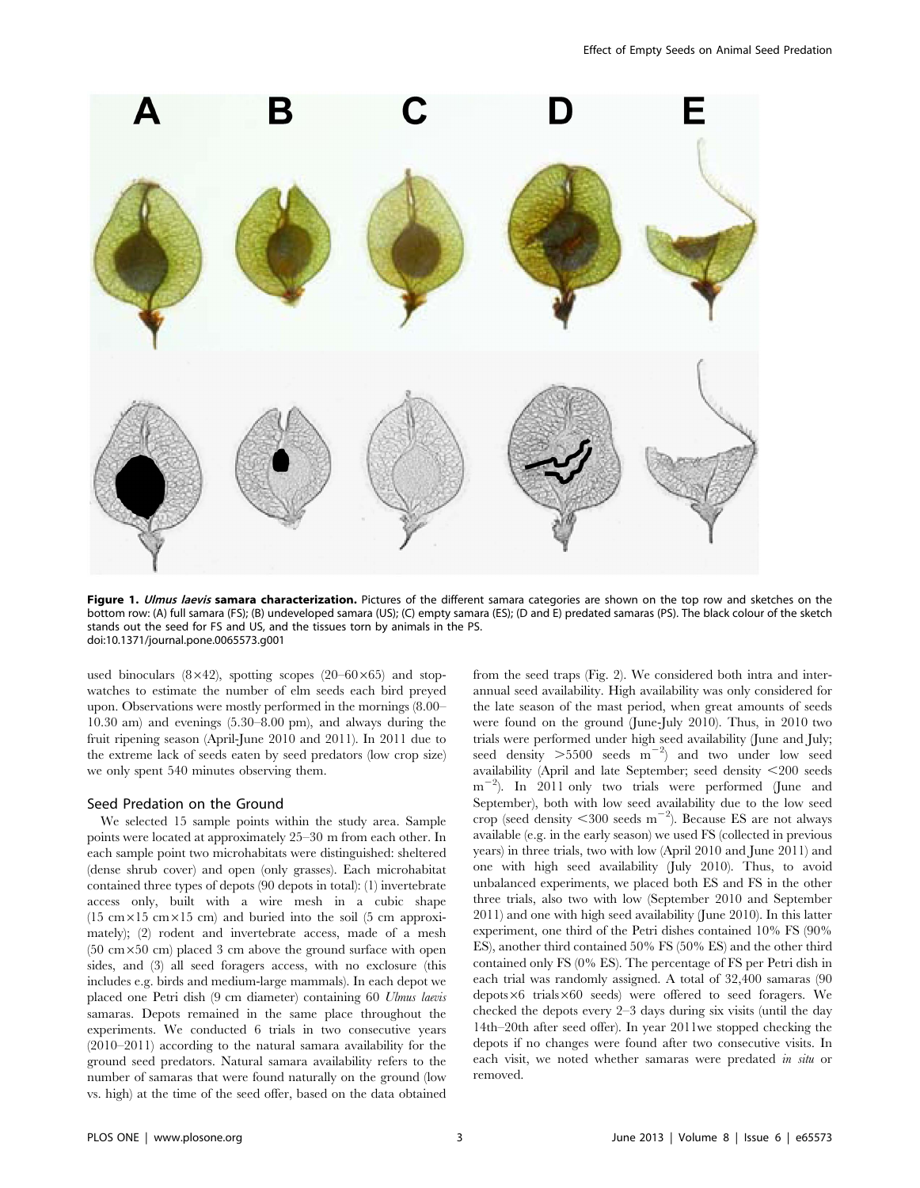**Figure 1. *Ulmus laevis* samara characterization.** Pictures of the different samara categories are shown on the top row and sketches on the bottom row: (A) full samara (FS); (B) undeveloped samara (US); (C) empty samara (ES); (D and E) predated samaras (PS). The black colour of the sketch stands out the seed for FS and US, and the tissues torn by animals in the PS.
doi:10.1371/journal.pone.0065573.g001

used binoculars (8×42), spotting scopes (20–60×65) and stopwatches to estimate the number of elm seeds each bird preyed upon. Observations were mostly performed in the mornings (8.00–10.30 am) and evenings (5.30–8.00 pm), and always during the fruit ripening season (April-June 2010 and 2011). In 2011 due to the extreme lack of seeds eaten by seed predators (low crop size) we only spent 540 minutes observing them.

### Seed Predation on the Ground

We selected 15 sample points within the study area. Sample points were located at approximately 25–30 m from each other. In each sample point two microhabitats were distinguished: sheltered (dense shrub cover) and open (only grasses). Each microhabitat contained three types of depots (90 depots in total): (1) invertebrate access only, built with a wire mesh in a cubic shape (15 cm×15 cm×15 cm) and buried into the soil (5 cm approximately); (2) rodent and invertebrate access, made of a mesh (50 cm×50 cm) placed 3 cm above the ground surface with open sides, and (3) all seed foragers access, with no exclosure (this includes e.g. birds and medium-large mammals). In each depot we placed one Petri dish (9 cm diameter) containing 60 *Ulmus laevis* samaras. Depots remained in the same place throughout the experiments. We conducted 6 trials in two consecutive years (2010–2011) according to the natural samara availability for the ground seed predators. Natural samara availability refers to the number of samaras that were found naturally on the ground (low vs. high) at the time of the seed offer, based on the data obtained from the seed traps (Fig. 2). We considered both intra and inter-annual seed availability. High availability was only considered for the late season of the mast period, when great amounts of seeds were found on the ground (June-July 2010). Thus, in 2010 two trials were performed under high seed availability (June and July; seed density >5500 seeds $m^{-2}$) and two under low seed availability (April and late September; seed density <200 seeds $m^{-2}$). In 2011 only two trials were performed (June and September), both with low seed availability due to the low seed crop (seed density <300 seeds $m^{-2}$). Because ES are not always available (e.g. in the early season) we used FS (collected in previous years) in three trials, two with low (April 2010 and June 2011) and one with high seed availability (July 2010). Thus, to avoid unbalanced experiments, we placed both ES and FS in the other three trials, also two with low (September 2010 and September 2011) and one with high seed availability (June 2010). In this latter experiment, one third of the Petri dishes contained 10% FS (90% ES), another third contained 50% FS (50% ES) and the other third contained only FS (0% ES). The percentage of FS per Petri dish in each trial was randomly assigned. A total of 32,400 samaras (90 depots×6 trials×60 seeds) were offered to seed foragers. We checked the depots every 2–3 days during six visits (until the day 14th–20th after seed offer). In year 2011we stopped checking the depots if no changes were found after two consecutive visits. In each visit, we noted whether samaras were predated *in situ* or removed.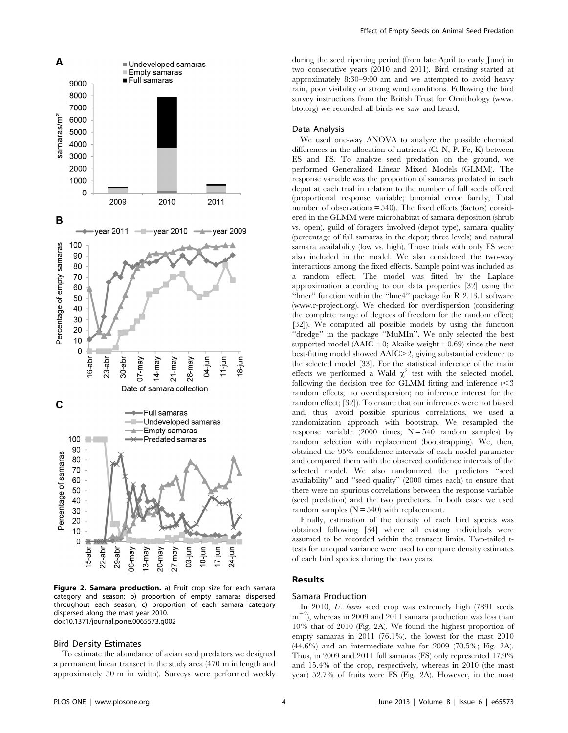Figure 2. Samara production. a) Fruit crop size for each samara category and season; b) proportion of empty samaras dispersed throughout each season; c) proportion of each samara category dispersed along the mast year 2010.
doi:10.1371/journal.pone.0065573.g002

### Bird Density Estimates

To estimate the abundance of avian seed predators we designed a permanent linear transect in the study area (470 m in length and approximately 50 m in width). Surveys were performed weekly during the seed ripening period (from late April to early June) in two consecutive years (2010 and 2011). Bird censing started at approximately 8:30–9:00 am and we attempted to avoid heavy rain, poor visibility or strong wind conditions. Following the bird survey instructions from the British Trust for Ornithology (www.bto.org) we recorded all birds we saw and heard.

### Data Analysis

We used one-way ANOVA to analyze the possible chemical differences in the allocation of nutrients (C, N, P, Fe, K) between ES and FS. To analyze seed predation on the ground, we performed Generalized Linear Mixed Models (GLMM). The response variable was the proportion of samaras predated in each depot at each trial in relation to the number of full seeds offered (proportional response variable; binomial error family; Total number of observations = 540). The fixed effects (factors) considered in the GLMM were microhabitat of samara deposition (shrub vs. open), guild of foragers involved (depot type), samara quality (percentage of full samaras in the depot; three levels) and natural samara availability (low vs. high). Those trials with only FS were also included in the model. We also considered the two-way interactions among the fixed effects. Sample point was included as a random effect. The model was fitted by the Laplace approximation according to our data properties [32] using the "lmer" function within the "lme4" package for R 2.13.1 software (www.r-project.org). We checked for overdispersion (considering the complete range of degrees of freedom for the random effect; [32]). We computed all possible models by using the function "dredge" in the package "MuMIn". We only selected the best supported model ($\Delta$AIC = 0; Akaike weight = 0.69) since the next best-fitting model showed $\Delta$AIC>2, giving substantial evidence to the selected model [33]. For the statistical inference of the main effects we performed a Wald $\chi^2$ test with the selected model, following the decision tree for GLMM fitting and inference (<3 random effects; no overdispersion; no inference interest for the random effect; [32]). To ensure that our inferences were not biased and, thus, avoid possible spurious correlations, we used a randomization approach with bootstrap. We resampled the response variable (2000 times; N = 540 random samples) by random selection with replacement (bootstrapping). We, then, obtained the 95% confidence intervals of each model parameter and compared them with the observed confidence intervals of the selected model. We also randomized the predictors "seed availability" and "seed quality" (2000 times each) to ensure that there were no spurious correlations between the response variable (seed predation) and the two predictors. In both cases we used random samples (N = 540) with replacement.

Finally, estimation of the density of each bird species was obtained following [34] where all existing individuals were assumed to be recorded within the transect limits. Two-tailed t-tests for unequal variance were used to compare density estimates of each bird species during the two years.

## Results

### Samara Production

In 2010, *U. laevis* seed crop was extremely high (7891 seeds $m^{-2}$), whereas in 2009 and 2011 samara production was less than 10% that of 2010 (Fig. 2A). We found the highest proportion of empty samaras in 2011 (76.1%), the lowest for the mast 2010 (44.6%) and an intermediate value for 2009 (70.5%; Fig. 2A). Thus, in 2009 and 2011 full samaras (FS) only represented 17.9% and 15.4% of the crop, respectively, whereas in 2010 (the mast year) 52.7% of fruits were FS (Fig. 2A). However, in the mast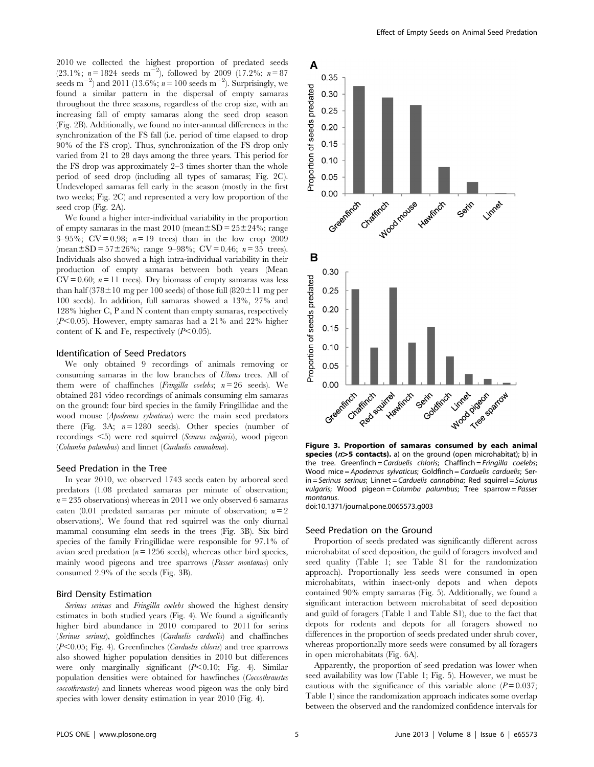2010 we collected the highest proportion of predated seeds (23.1%; $n = 1824$ seeds $m^{-2}$), followed by 2009 (17.2%; $n = 87$ seeds $m^{-2}$) and 2011 (13.6%; $n = 100$ seeds $m^{-2}$). Surprisingly, we found a similar pattern in the dispersal of empty samaras throughout the three seasons, regardless of the crop size, with an increasing fall of empty samaras along the seed drop season (Fig. 2B). Additionally, we found no inter-annual differences in the synchronization of the FS fall (i.e. period of time elapsed to drop 90% of the FS crop). Thus, synchronization of the FS drop only varied from 21 to 28 days among the three years. This period for the FS drop was approximately 2–3 times shorter than the whole period of seed drop (including all types of samaras; Fig. 2C). Undeveloped samaras fell early in the season (mostly in the first two weeks; Fig. 2C) and represented a very low proportion of the seed crop (Fig. 2A).

We found a higher inter-individual variability in the proportion of empty samaras in the mast 2010 (mean±SD = 25±24%; range 3–95%; CV = 0.98; $n = 19$ trees) than in the low crop 2009 (mean±SD = 57±26%; range 9–98%; CV = 0.46; $n = 35$ trees). Individuals also showed a high intra-individual variability in their production of empty samaras between both years (Mean CV = 0.60; $n = 11$ trees). Dry biomass of empty samaras was less than half (378±10 mg per 100 seeds) of those full (820±11 mg per 100 seeds). In addition, full samaras showed a 13%, 27% and 128% higher C, P and N content than empty samaras, respectively ($P<0.05$). However, empty samaras had a 21% and 22% higher content of K and Fe, respectively ($P<0.05$).

### Identification of Seed Predators

We only obtained 9 recordings of animals removing or consuming samaras in the low branches of *Ulmus* trees. All of them were of chaffinches (*Fringilla coelebs*; $n = 26$ seeds). We obtained 281 video recordings of animals consuming elm samaras on the ground: four bird species in the family Fringillidae and the wood mouse (*Apodemus sylvaticus*) were the main seed predators there (Fig. 3A; $n = 1280$ seeds). Other species (number of recordings <5) were red squirrel (*Sciurus vulgaris*), wood pigeon (*Columba palumbus*) and linnet (*Carduelis cannabina*).

### Seed Predation in the Tree

In year 2010, we observed 1743 seeds eaten by arboreal seed predators (1.08 predated samaras per minute of observation; $n = 235$ observations) whereas in 2011 we only observed 6 samaras eaten (0.01 predated samaras per minute of observation; $n = 2$ observations). We found that red squirrel was the only diurnal mammal consuming elm seeds in the trees (Fig. 3B). Six bird species of the family Fringillidae were responsible for 97.1% of avian seed predation ($n = 1256$ seeds), whereas other bird species, mainly wood pigeons and tree sparrows (*Passer montanus*) only consumed 2.9% of the seeds (Fig. 3B).

### Bird Density Estimation

*Serinus serinus* and *Fringilla coelebs* showed the highest density estimates in both studied years (Fig. 4). We found a significantly higher bird abundance in 2010 compared to 2011 for serins (*Serinus serinus*), goldfinches (*Carduelis carduelis*) and chaffinches ($P<0.05$; Fig. 4). Greenfinches (*Carduelis chloris*) and tree sparrows also showed higher population densities in 2010 but differences were only marginally significant ($P<0.10$; Fig. 4). Similar population densities were obtained for hawfinches (*Coccothraustes coccothraustes*) and linnets whereas wood pigeon was the only bird species with lower density estimation in year 2010 (Fig. 4).

**Figure 3. Proportion of samaras consumed by each animal species ($n>5$ contacts).** a) on the ground (open microhabitat); b) in the tree. Greenfinch = *Carduelis chloris*; Chaffinch = *Fringilla coelebs*; Wood mice = *Apodemus sylvaticus*; Goldfinch = *Carduelis carduelis*; Serin = *Serinus serinus*; Linnet = *Carduelis cannabina*; Red squirrel = *Sciurus vulgaris*; Wood pigeon = *Columba palumbus*; Tree sparrow = *Passer montanus*.
doi:10.1371/journal.pone.0065573.g003

### Seed Predation on the Ground

Proportion of seeds predated was significantly different across microhabitat of seed deposition, the guild of foragers involved and seed quality (Table 1; see Table S1 for the randomization approach). Proportionally less seeds were consumed in open microhabitats, within insect-only depots and when depots contained 90% empty samaras (Fig. 5). Additionally, we found a significant interaction between microhabitat of seed deposition and guild of foragers (Table 1 and Table S1), due to the fact that depots for rodents and depots for all foragers showed no differences in the proportion of seeds predated under shrub cover, whereas proportionally more seeds were consumed by all foragers in open microhabitats (Fig. 6A).

Apparently, the proportion of seed predation was lower when seed availability was low (Table 1; Fig. 5). However, we must be cautious with the significance of this variable alone ($P = 0.037$; Table 1) since the randomization approach indicates some overlap between the observed and the randomized confidence intervals for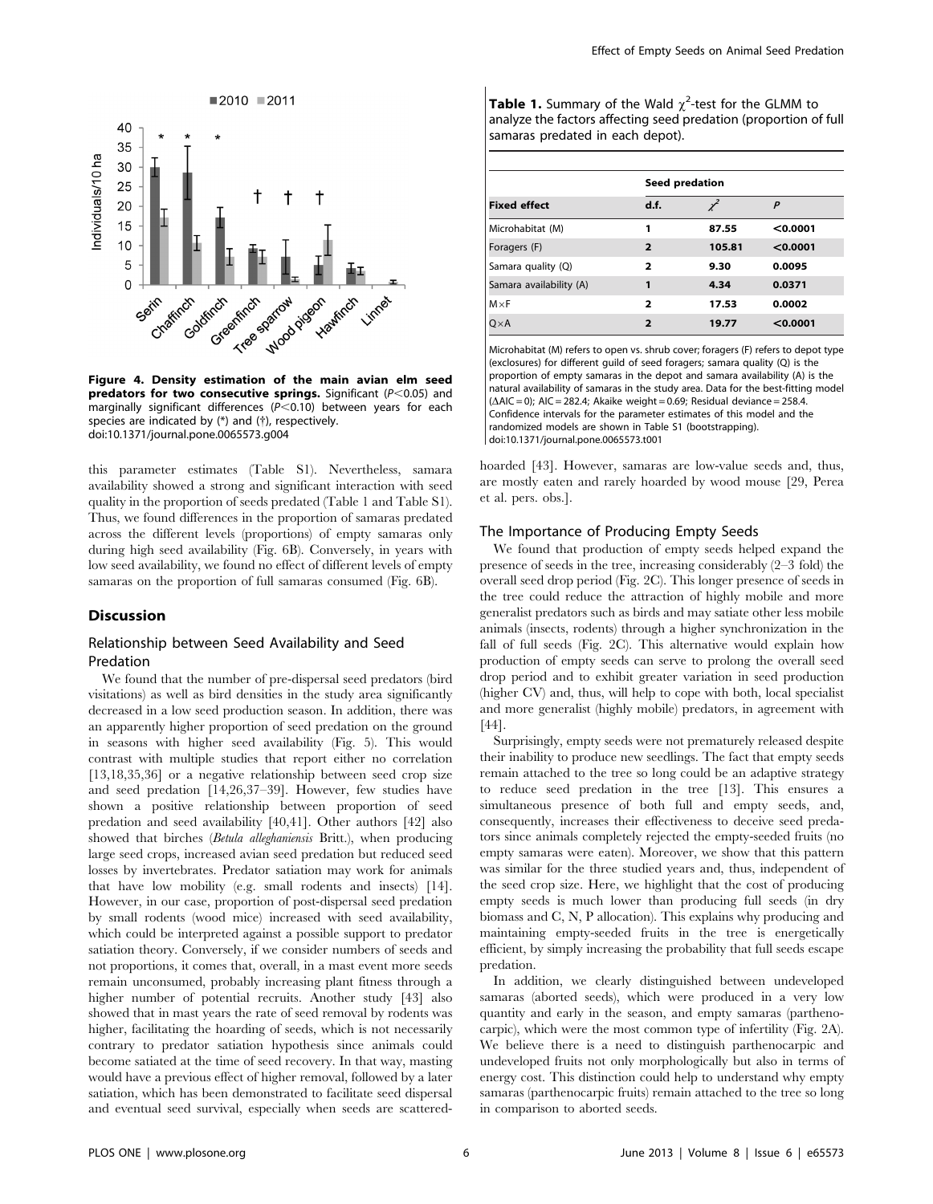**Figure 4. Density estimation of the main avian elm seed predators for two consecutive springs.** Significant ($P<0.05$) and marginally significant differences ($P<0.10$) between years for each species are indicated by (*) and (†), respectively.
doi:10.1371/journal.pone.0065573.g004

this parameter estimates (Table S1). Nevertheless, samara availability showed a strong and significant interaction with seed quality in the proportion of seeds predated (Table 1 and Table S1). Thus, we found differences in the proportion of samaras predated across the different levels (proportions) of empty samaras only during high seed availability (Fig. 6B). Conversely, in years with low seed availability, we found no effect of different levels of empty samaras on the proportion of full samaras consumed (Fig. 6B).

## Discussion

### Relationship between Seed Availability and Seed Predation

We found that the number of pre-dispersal seed predators (bird visitations) as well as bird densities in the study area significantly decreased in a low seed production season. In addition, there was an apparently higher proportion of seed predation on the ground in seasons with higher seed availability (Fig. 5). This would contrast with multiple studies that report either no correlation [13,18,35,36] or a negative relationship between seed crop size and seed predation [14,26,37–39]. However, few studies have shown a positive relationship between proportion of seed predation and seed availability [40,41]. Other authors [42] also showed that birches (*Betula alleghaniensis* Britt.), when producing large seed crops, increased avian seed predation but reduced seed losses by invertebrates. Predator satiation may work for animals that have low mobility (e.g. small rodents and insects) [14]. However, in our case, proportion of post-dispersal seed predation by small rodents (wood mice) increased with seed availability, which could be interpreted against a possible support to predator satiation theory. Conversely, if we consider numbers of seeds and not proportions, it comes that, overall, in a mast event more seeds remain unconsumed, probably increasing plant fitness through a higher number of potential recruits. Another study [43] also showed that in mast years the rate of seed removal by rodents was higher, facilitating the hoarding of seeds, which is not necessarily contrary to predator satiation hypothesis since animals could become satiated at the time of seed recovery. In that way, masting would have a previous effect of higher removal, followed by a later satiation, which has been demonstrated to facilitate seed dispersal and eventual seed survival, especially when seeds are scattered-hoarded [43]. However, samaras are low-value seeds and, thus, are mostly eaten and rarely hoarded by wood mouse [29, Perea et al. pers. obs.].

**Table 1.** Summary of the Wald $\chi^2$-test for the GLMM to analyze the factors affecting seed predation (proportion of full samaras predated in each depot).

| | Seed predation | | |
|---|---|---|---|
| **Fixed effect** | **d.f.** | $\chi^2$ | ***P*** |
| Microhabitat (M) | 1 | 87.55 | <0.0001 |
| Foragers (F) | 2 | 105.81 | <0.0001 |
| Samara quality (Q) | 2 | 9.30 | 0.0095 |
| Samara availability (A) | 1 | 4.34 | 0.0371 |
| M×F | 2 | 17.53 | 0.0002 |
| Q×A | 2 | 19.77 | <0.0001 |

Microhabitat (M) refers to open vs. shrub cover; foragers (F) refers to depot type (exclosures) for different guild of seed foragers; samara quality (Q) is the proportion of empty samaras in the depot and samara availability (A) is the natural availability of samaras in the study area. Data for the best-fitting model ($\Delta$AIC = 0); AIC = 282.4; Akaike weight = 0.69; Residual deviance = 258.4. Confidence intervals for the parameter estimates of this model and the randomized models are shown in Table S1 (bootstrapping).
doi:10.1371/journal.pone.0065573.t001

### The Importance of Producing Empty Seeds

We found that production of empty seeds helped expand the presence of seeds in the tree, increasing considerably (2–3 fold) the overall seed drop period (Fig. 2C). This longer presence of seeds in the tree could reduce the attraction of highly mobile and more generalist predators such as birds and may satiate other less mobile animals (insects, rodents) through a higher synchronization in the fall of full seeds (Fig. 2C). This alternative would explain how production of empty seeds can serve to prolong the overall seed drop period and to exhibit greater variation in seed production (higher CV) and, thus, will help to cope with both, local specialist and more generalist (highly mobile) predators, in agreement with [44].

Surprisingly, empty seeds were not prematurely released despite their inability to produce new seedlings. The fact that empty seeds remain attached to the tree so long could be an adaptive strategy to reduce seed predation in the tree [13]. This ensures a simultaneous presence of both full and empty seeds, and, consequently, increases their effectiveness to deceive seed predators since animals completely rejected the empty-seeded fruits (no empty samaras were eaten). Moreover, we show that this pattern was similar for the three studied years and, thus, independent of the seed crop size. Here, we highlight that the cost of producing empty seeds is much lower than producing full seeds (in dry biomass and C, N, P allocation). This explains why producing and maintaining empty-seeded fruits in the tree is energetically efficient, by simply increasing the probability that full seeds escape predation.

In addition, we clearly distinguished between undeveloped samaras (aborted seeds), which were produced in a very low quantity and early in the season, and empty samaras (parthenocarpic), which were the most common type of infertility (Fig. 2A). We believe there is a need to distinguish parthenocarpic and undeveloped fruits not only morphologically but also in terms of energy cost. This distinction could help to understand why empty samaras (parthenocarpic fruits) remain attached to the tree so long in comparison to aborted seeds.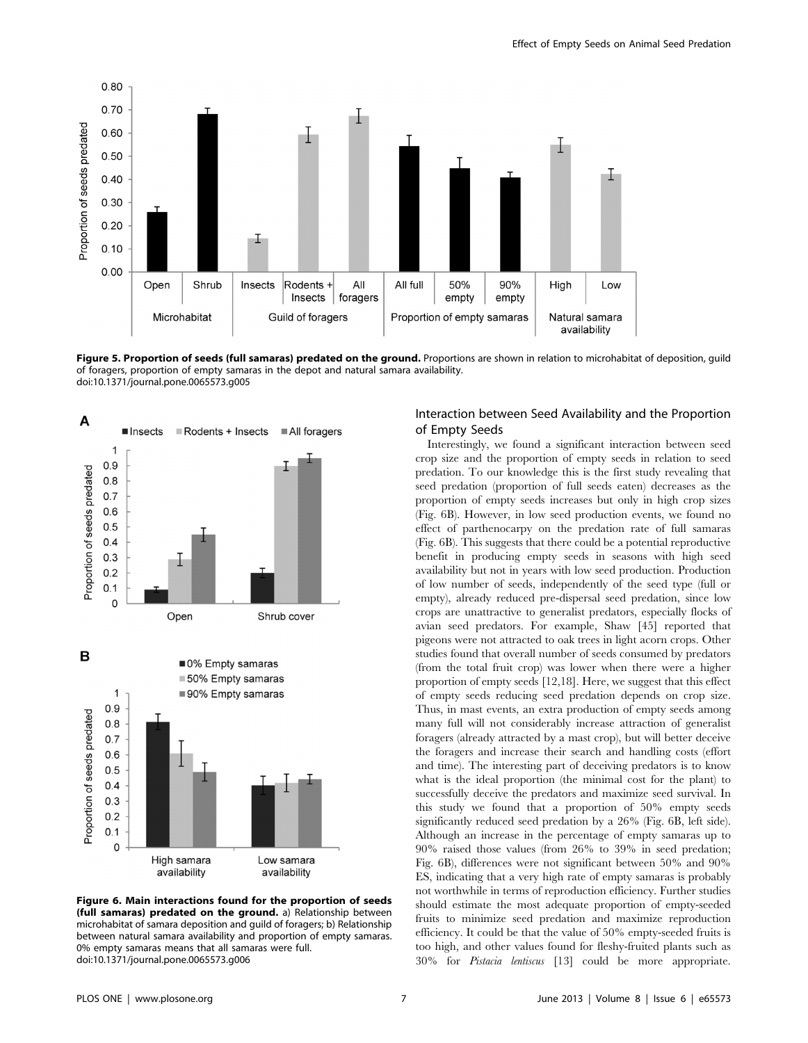**Figure 5. Proportion of seeds (full samaras) predated on the ground.** Proportions are shown in relation to microhabitat of deposition, guild of foragers, proportion of empty samaras in the depot and natural samara availability.
doi:10.1371/journal.pone.0065573.g005

**Figure 6. Main interactions found for the proportion of seeds (full samaras) predated on the ground.** a) Relationship between microhabitat of samara deposition and guild of foragers; b) Relationship between natural samara availability and proportion of empty samaras. 0% empty samaras means that all samaras were full.
doi:10.1371/journal.pone.0065573.g006

## Interaction between Seed Availability and the Proportion of Empty Seeds

Interestingly, we found a significant interaction between seed crop size and the proportion of empty seeds in relation to seed predation. To our knowledge this is the first study revealing that seed predation (proportion of full seeds eaten) decreases as the proportion of empty seeds increases but only in high crop sizes (Fig. 6B). However, in low seed production events, we found no effect of parthenocarpy on the predation rate of full samaras (Fig. 6B). This suggests that there could be a potential reproductive benefit in producing empty seeds in seasons with high seed availability but not in years with low seed production. Production of low number of seeds, independently of the seed type (full or empty), already reduced pre-dispersal seed predation, since low crops are unattractive to generalist predators, especially flocks of avian seed predators. For example, Shaw [45] reported that pigeons were not attracted to oak trees in light acorn crops. Other studies found that overall number of seeds consumed by predators (from the total fruit crop) was lower when there were a higher proportion of empty seeds [12,18]. Here, we suggest that this effect of empty seeds reducing seed predation depends on crop size. Thus, in mast events, an extra production of empty seeds among many full will not considerably increase attraction of generalist foragers (already attracted by a mast crop), but will better deceive the foragers and increase their search and handling costs (effort and time). The interesting part of deceiving predators is to know what is the ideal proportion (the minimal cost for the plant) to successfully deceive the predators and maximize seed survival. In this study we found that a proportion of 50% empty seeds significantly reduced seed predation by a 26% (Fig. 6B, left side). Although an increase in the percentage of empty samaras up to 90% raised those values (from 26% to 39% in seed predation; Fig. 6B), differences were not significant between 50% and 90% ES, indicating that a very high rate of empty samaras is probably not worthwhile in terms of reproduction efficiency. Further studies should estimate the most adequate proportion of empty-seeded fruits to minimize seed predation and maximize reproduction efficiency. It could be that the value of 50% empty-seeded fruits is too high, and other values found for fleshy-fruited plants such as 30% for *Pistacia lentiscus* [13] could be more appropriate.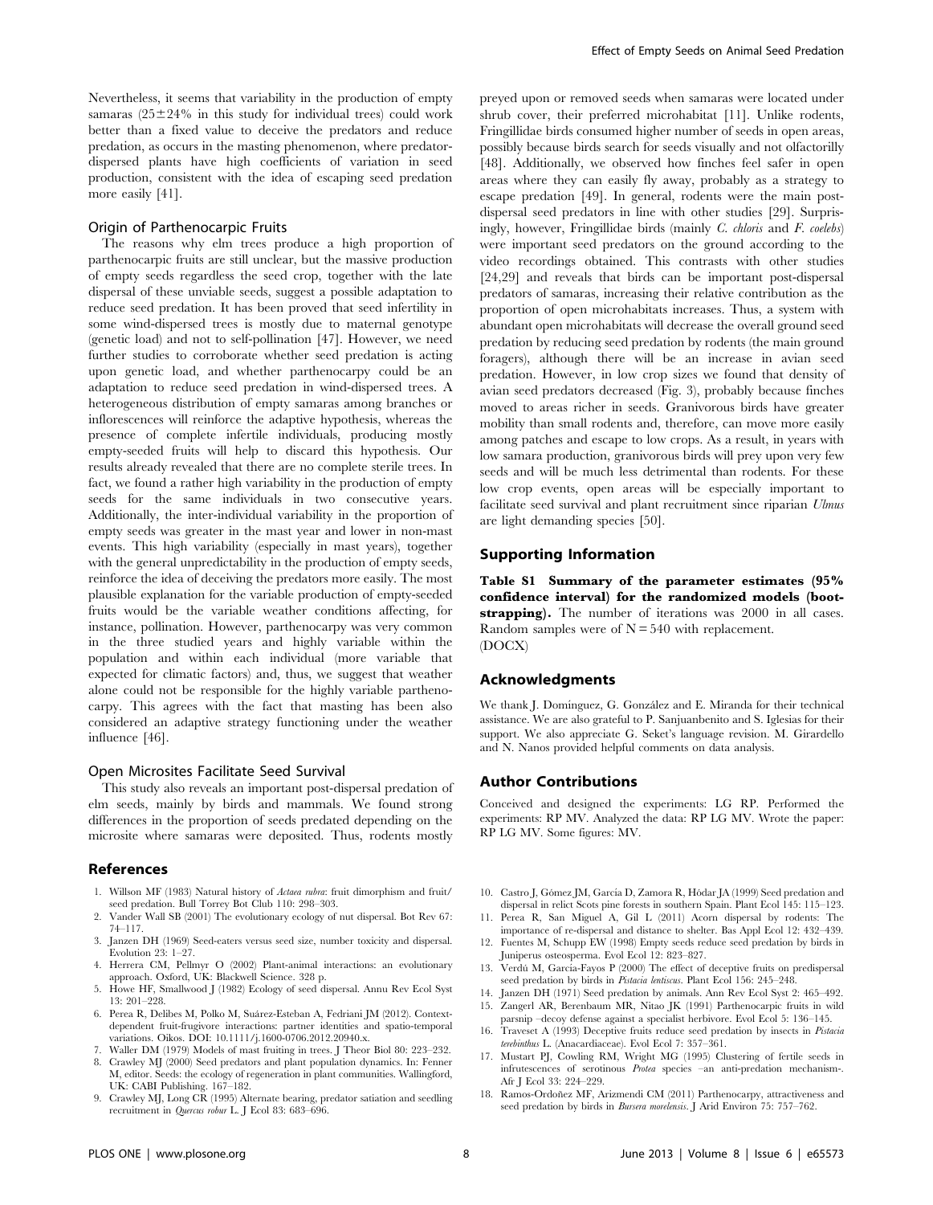Nevertheless, it seems that variability in the production of empty samaras (25±24% in this study for individual trees) could work better than a fixed value to deceive the predators and reduce predation, as occurs in the masting phenomenon, where predator-dispersed plants have high coefficients of variation in seed production, consistent with the idea of escaping seed predation more easily [41].

### Origin of Parthenocarpic Fruits

The reasons why elm trees produce a high proportion of parthenocarpic fruits are still unclear, but the massive production of empty seeds regardless the seed crop, together with the late dispersal of these unviable seeds, suggest a possible adaptation to reduce seed predation. It has been proved that seed infertility in some wind-dispersed trees is mostly due to maternal genotype (genetic load) and not to self-pollination [47]. However, we need further studies to corroborate whether seed predation is acting upon genetic load, and whether parthenocarpy could be an adaptation to reduce seed predation in wind-dispersed trees. A heterogeneous distribution of empty samaras among branches or inflorescences will reinforce the adaptive hypothesis, whereas the presence of complete infertile individuals, producing mostly empty-seeded fruits will help to discard this hypothesis. Our results already revealed that there are no complete sterile trees. In fact, we found a rather high variability in the production of empty seeds for the same individuals in two consecutive years. Additionally, the inter-individual variability in the proportion of empty seeds was greater in the mast year and lower in non-mast events. This high variability (especially in mast years), together with the general unpredictability in the production of empty seeds, reinforce the idea of deceiving the predators more easily. The most plausible explanation for the variable production of empty-seeded fruits would be the variable weather conditions affecting, for instance, pollination. However, parthenocarpy was very common in the three studied years and highly variable within the population and within each individual (more variable that expected for climatic factors) and, thus, we suggest that weather alone could not be responsible for the highly variable parthenocarpy. This agrees with the fact that masting has been also considered an adaptive strategy functioning under the weather influence [46].

### Open Microsites Facilitate Seed Survival

This study also reveals an important post-dispersal predation of elm seeds, mainly by birds and mammals. We found strong differences in the proportion of seeds predated depending on the microsite where samaras were deposited. Thus, rodents mostly preyed upon or removed seeds when samaras were located under shrub cover, their preferred microhabitat [11]. Unlike rodents, Fringillidae birds consumed higher number of seeds in open areas, possibly because birds search for seeds visually and not olfactorilly [48]. Additionally, we observed how finches feel safer in open areas where they can easily fly away, probably as a strategy to escape predation [49]. In general, rodents were the main post-dispersal seed predators in line with other studies [29]. Surprisingly, however, Fringillidae birds (mainly *C. chloris* and *F. coelebs*) were important seed predators on the ground according to the video recordings obtained. This contrasts with other studies [24,29] and reveals that birds can be important post-dispersal predators of samaras, increasing their relative contribution as the proportion of open microhabitats increases. Thus, a system with abundant open microhabitats will decrease the overall ground seed predation by reducing seed predation by rodents (the main ground foragers), although there will be an increase in avian seed predation. However, in low crop sizes we found that density of avian seed predators decreased (Fig. 3), probably because finches moved to areas richer in seeds. Granivorous birds have greater mobility than small rodents and, therefore, can move more easily among patches and escape to low crops. As a result, in years with low samara production, granivorous birds will prey upon very few seeds and will be much less detrimental than rodents. For these low crop events, open areas will be especially important to facilitate seed survival and plant recruitment since riparian *Ulmus* are light demanding species [50].

## Supporting Information

**Table S1 Summary of the parameter estimates (95% confidence interval) for the randomized models (bootstrapping).** The number of iterations was 2000 in all cases. Random samples were of N = 540 with replacement.
(DOCX)

## Acknowledgments

We thank J. Domínguez, G. González and E. Miranda for their technical assistance. We are also grateful to P. Sanjuanbenito and S. Iglesias for their support. We also appreciate G. Seket's language revision. M. Girardello and N. Nanos provided helpful comments on data analysis.

## Author Contributions

Conceived and designed the experiments: LG RP. Performed the experiments: RP MV. Analyzed the data: RP LG MV. Wrote the paper: RP LG MV. Some figures: MV.

## References

1. Willson MF (1983) Natural history of *Actaea rubra*: fruit dimorphism and fruit/seed predation. Bull Torrey Bot Club 110: 298–303.
2. Vander Wall SB (2001) The evolutionary ecology of nut dispersal. Bot Rev 67: 74–117.
3. Janzen DH (1969) Seed-eaters versus seed size, number toxicity and dispersal. Evolution 23: 1–27.
4. Herrera CM, Pellmyr O (2002) Plant-animal interactions: an evolutionary approach. Oxford, UK: Blackwell Science. 328 p.
5. Howe HF, Smallwood J (1982) Ecology of seed dispersal. Annu Rev Ecol Syst 13: 201–228.
6. Perea R, Delibes M, Polko M, Suárez-Esteban A, Fedriani JM (2012). Context-dependent fruit-frugivore interactions: partner identities and spatio-temporal variations. Oikos. DOI: 10.1111/j.1600-0706.2012.20940.x.
7. Waller DM (1979) Models of mast fruiting in trees. J Theor Biol 80: 223–232.
8. Crawley MJ (2000) Seed predators and plant population dynamics. In: Fenner M, editor. Seeds: the ecology of regeneration in plant communities. Wallingford, UK: CABI Publishing. 167–182.
9. Crawley MJ, Long CR (1995) Alternate bearing, predator satiation and seedling recruitment in *Quercus robur* L. J Ecol 83: 683–696.
10. Castro J, Gómez JM, García D, Zamora R, Hódar JA (1999) Seed predation and dispersal in relict Scots pine forests in southern Spain. Plant Ecol 145: 115–123.
11. Perea R, San Miguel A, Gil L (2011) Acorn dispersal by rodents: The importance of re-dispersal and distance to shelter. Bas Appl Ecol 12: 432–439.
12. Fuentes M, Schupp EW (1998) Empty seeds reduce seed predation by birds in Juniperus osteosperma. Evol Ecol 12: 823–827.
13. Verdú M, García-Fayos P (2000) The effect of deceptive fruits on predispersal seed predation by birds in *Pistacia lentiscus*. Plant Ecol 156: 245–248.
14. Janzen DH (1971) Seed predation by animals. Ann Rev Ecol Syst 2: 465–492.
15. Zangerl AR, Berenbaum MR, Nitao JK (1991) Parthenocarpic fruits in wild parsnip –decoy defense against a specialist herbivore. Evol Ecol 5: 136–145.
16. Traveset A (1993) Deceptive fruits reduce seed predation by insects in *Pistacia terebinthus* L. (Anacardiaceae). Evol Ecol 7: 357–361.
17. Mustart PJ, Cowling RM, Wright MG (1995) Clustering of fertile seeds in infrutescences of serotinous *Protea* species –an anti-predation mechanism-. Afr J Ecol 33: 224–229.
18. Ramos-Ordoñez MF, Arizmendi CM (2011) Parthenocarpy, attractiveness and seed predation by birds in *Bursera morelensis*. J Arid Environ 75: 757–762.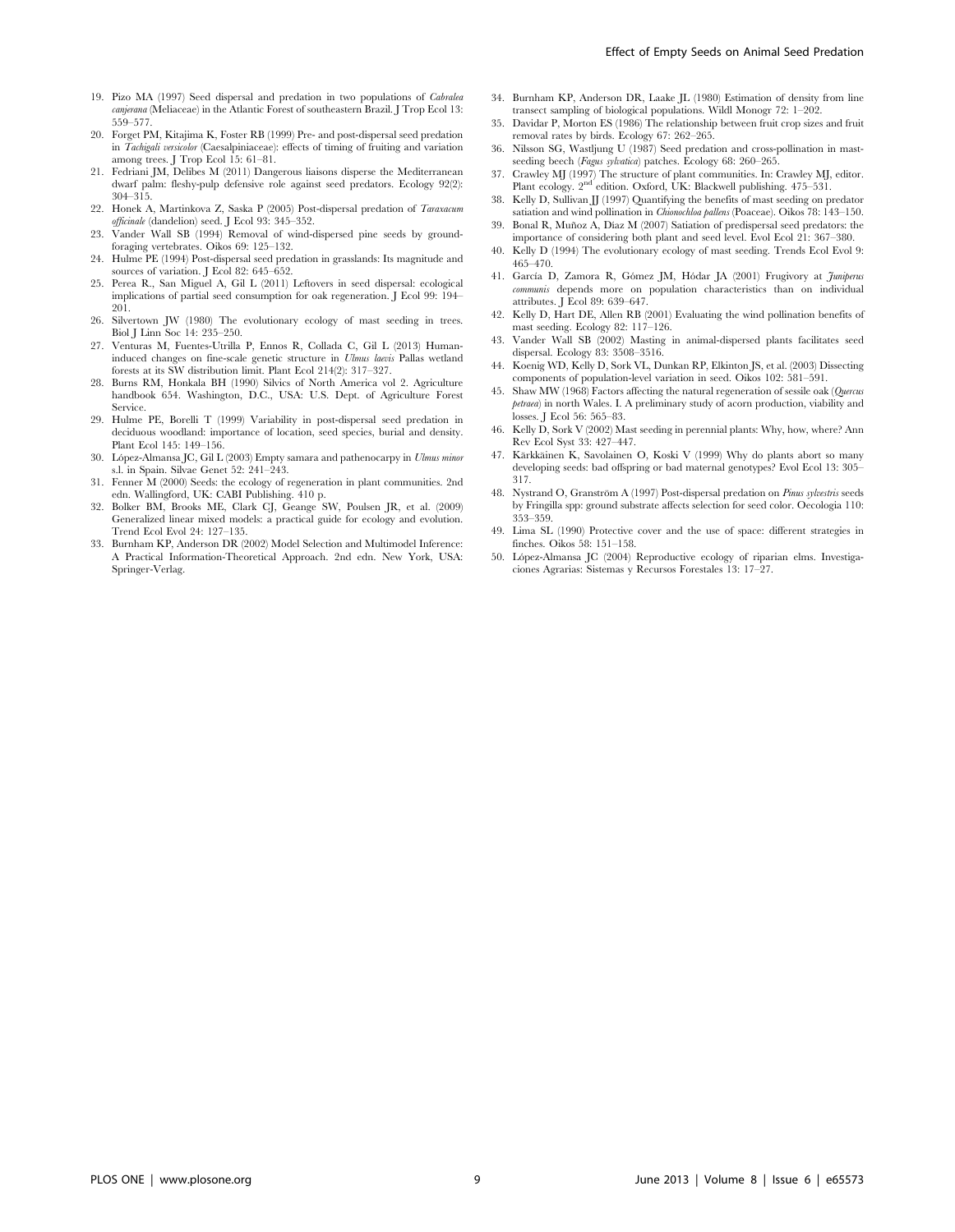19. Pizo MA (1997) Seed dispersal and predation in two populations of *Cabralea canjerana* (Meliaceae) in the Atlantic Forest of southeastern Brazil. J Trop Ecol 13: 559–577.
20. Forget PM, Kitajima K, Foster RB (1999) Pre- and post-dispersal seed predation in *Tachigali versicolor* (Caesalpiniaceae): effects of timing of fruiting and variation among trees. J Trop Ecol 15: 61–81.
21. Fedriani JM, Delibes M (2011) Dangerous liaisons disperse the Mediterranean dwarf palm: fleshy-pulp defensive role against seed predators. Ecology 92(2): 304–315.
22. Honek A, Martinkova Z, Saska P (2005) Post-dispersal predation of *Taraxacum officinale* (dandelion) seed. J Ecol 93: 345–352.
23. Vander Wall SB (1994) Removal of wind-dispersed pine seeds by ground-foraging vertebrates. Oikos 69: 125–132.
24. Hulme PE (1994) Post-dispersal seed predation in grasslands: Its magnitude and sources of variation. J Ecol 82: 645–652.
25. Perea R., San Miguel A, Gil L (2011) Leftovers in seed dispersal: ecological implications of partial seed consumption for oak regeneration. J Ecol 99: 194–201.
26. Silvertown JW (1980) The evolutionary ecology of mast seeding in trees. Biol J Linn Soc 14: 235–250.
27. Venturas M, Fuentes-Utrilla P, Ennos R, Collada C, Gil L (2013) Human-induced changes on fine-scale genetic structure in *Ulmus laevis* Pallas wetland forests at its SW distribution limit. Plant Ecol 214(2): 317–327.
28. Burns RM, Honkala BH (1990) Silvics of North America vol 2. Agriculture handbook 654. Washington, D.C., USA: U.S. Dept. of Agriculture Forest Service.
29. Hulme PE, Borelli T (1999) Variability in post-dispersal seed predation in deciduous woodland: importance of location, seed species, burial and density. Plant Ecol 145: 149–156.
30. López-Almansa JC, Gil L (2003) Empty samara and pathenocarpy in *Ulmus minor* s.l. in Spain. Silvae Genet 52: 241–243.
31. Fenner M (2000) Seeds: the ecology of regeneration in plant communities. 2nd edn. Wallingford, UK: CABI Publishing. 410 p.
32. Bolker BM, Brooks ME, Clark CJ, Geange SW, Poulsen JR, et al. (2009) Generalized linear mixed models: a practical guide for ecology and evolution. Trend Ecol Evol 24: 127–135.
33. Burnham KP, Anderson DR (2002) Model Selection and Multimodel Inference: A Practical Information-Theoretical Approach. 2nd edn. New York, USA: Springer-Verlag.
34. Burnham KP, Anderson DR, Laake JL (1980) Estimation of density from line transect sampling of biological populations. Wildl Monogr 72: 1–202.
35. Davidar P, Morton ES (1986) The relationship between fruit crop sizes and fruit removal rates by birds. Ecology 67: 262–265.
36. Nilsson SG, Wastljung U (1987) Seed predation and cross-pollination in mast-seeding beech (*Fagus sylvatica*) patches. Ecology 68: 260–265.
37. Crawley MJ (1997) The structure of plant communities. In: Crawley MJ, editor. Plant ecology. 2nd edition. Oxford, UK: Blackwell publishing. 475–531.
38. Kelly D, Sullivan JJ (1997) Quantifying the benefits of mast seeding on predator satiation and wind pollination in *Chionochloa pallens* (Poaceae). Oikos 78: 143–150.
39. Bonal R, Muñoz A, Díaz M (2007) Satiation of predispersal seed predators: the importance of considering both plant and seed level. Evol Ecol 21: 367–380.
40. Kelly D (1994) The evolutionary ecology of mast seeding. Trends Ecol Evol 9: 465–470.
41. García D, Zamora R, Gómez JM, Hódar JA (2001) Frugivory at *Juniperus communis* depends more on population characteristics than on individual attributes. J Ecol 89: 639–647.
42. Kelly D, Hart DE, Allen RB (2001) Evaluating the wind pollination benefits of mast seeding. Ecology 82: 117–126.
43. Vander Wall SB (2002) Masting in animal-dispersed plants facilitates seed dispersal. Ecology 83: 3508–3516.
44. Koenig WD, Kelly D, Sork VL, Dunkan RP, Elkinton JS, et al. (2003) Dissecting components of population-level variation in seed. Oikos 102: 581–591.
45. Shaw MW (1968) Factors affecting the natural regeneration of sessile oak (*Quercus petraea*) in north Wales. I. A preliminary study of acorn production, viability and losses. J Ecol 56: 565–83.
46. Kelly D, Sork V (2002) Mast seeding in perennial plants: Why, how, where? Ann Rev Ecol Syst 33: 427–447.
47. Kärkkäinen K, Savolainen O, Koski V (1999) Why do plants abort so many developing seeds: bad offspring or bad maternal genotypes? Evol Ecol 13: 305–317.
48. Nystrand O, Granström A (1997) Post-dispersal predation on *Pinus sylvestris* seeds by Fringilla spp: ground substrate affects selection for seed color. Oecologia 110: 353–359.
49. Lima SL (1990) Protective cover and the use of space: different strategies in finches. Oikos 58: 151–158.
50. López-Almansa JC (2004) Reproductive ecology of riparian elms. Investigaciones Agrarias: Sistemas y Recursos Forestales 13: 17–27.